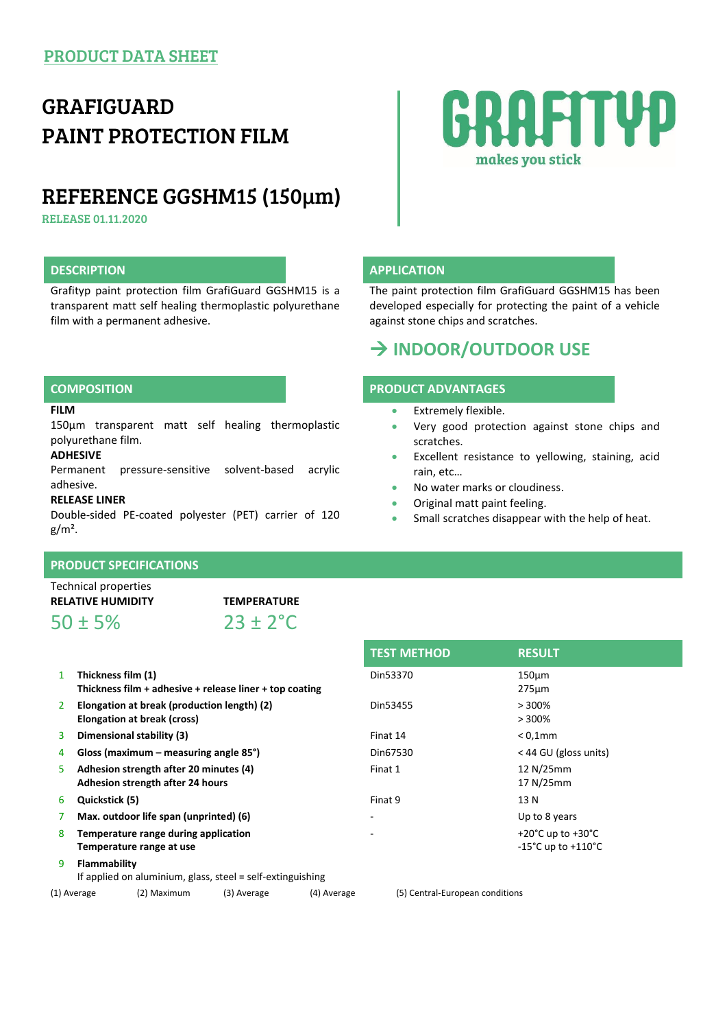PRODUCT DATA SHEET

# GRAFIGUARD PAINT PROTECTION FILM

# REFERENCE GGSHM15 (150µm)

RELEASE 01.11.2020

GRAFITYP makes you stick

## DESCRIPTION

Grafityp paint protection film GrafiGuard GGSHM15 is a transparent matt self healing thermoplastic polyurethane film with a permanent adhesive.

## APPLICATION

The paint protection film GrafiGuard GGSHM15 has been developed especially for protecting the paint of a vehicle against stone chips and scratches.

## → INDOOR/OUTDOOR USE

## COMPOSITION

**FILM**

150µm transparent matt self healing thermoplastic polyurethane film.

**ADHESIVE**

Permanent pressure-sensitive solvent-based acrylic adhesive.

**RELEASE LINER**

Double-sided PE-coated polyester (PET) carrier of 120 g/m².

## PRODUCT ADVANTAGES

- Extremely flexible.
- Very good protection against stone chips and scratches.
- Excellent resistance to yellowing, staining, acid rain, etc…
- No water marks or cloudiness.
- Original matt paint feeling.
- Small scratches disappear with the help of heat.

## PRODUCT SPECIFICATIONS

Technical properties

| RELATIVE HUMIDITY | TEMPERATURE |
|---|---|
| 50 ± 5% | 23 ± 2°C |

| | | TEST METHOD | RESULT |
|---|---|---|---|
| 1 | **Thickness film (1)**<br>**Thickness film + adhesive + release liner + top coating** | Din53370 | 150µm<br>275µm |
| 2 | **Elongation at break (production length) (2)**<br>**Elongation at break (cross)** | Din53455 | > 300%<br>> 300% |
| 3 | **Dimensional stability (3)** | Finat 14 | < 0,1mm |
| 4 | **Gloss (maximum – measuring angle 85°)** | Din67530 | < 44 GU (gloss units) |
| 5 | **Adhesion strength after 20 minutes (4)**<br>**Adhesion strength after 24 hours** | Finat 1 | 12 N/25mm<br>17 N/25mm |
| 6 | **Quickstick (5)** | Finat 9 | 13 N |
| 7 | **Max. outdoor life span (unprinted) (6)** | - | Up to 8 years |
| 8 | **Temperature range during application**<br>**Temperature range at use** | - | +20°C up to +30°C<br>-15°C up to +110°C |
| 9 | **Flammability**<br>If applied on aluminium, glass, steel = self-extinguishing | | |

(1) Average (2) Maximum (3) Average (4) Average (5) Central-European conditions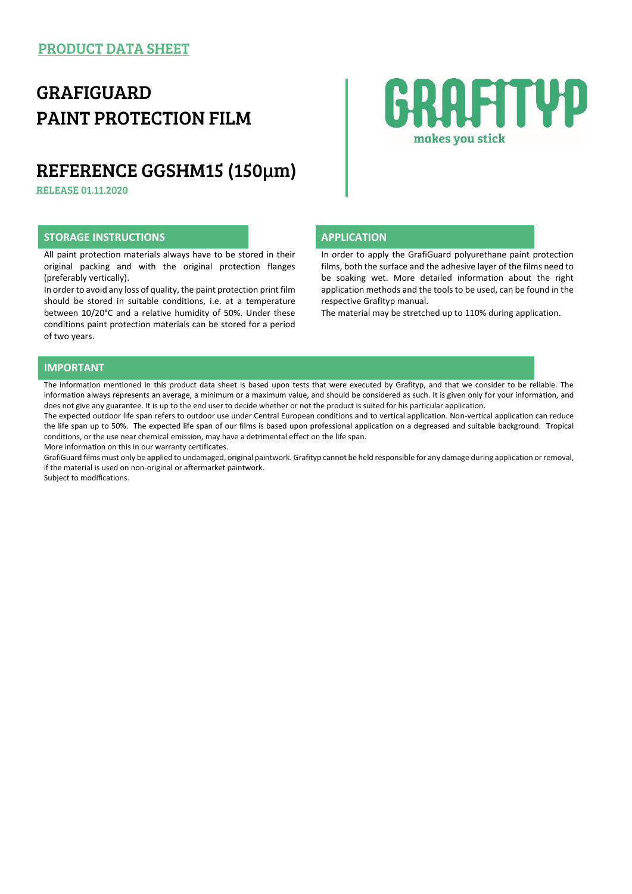PRODUCT DATA SHEET

# GRAFIGUARD PAINT PROTECTION FILM

GRAFITYP
makes you stick

# REFERENCE GGSHM15 (150µm)

RELEASE 01.11.2020

## STORAGE INSTRUCTIONS

All paint protection materials always have to be stored in their original packing and with the original protection flanges (preferably vertically).

In order to avoid any loss of quality, the paint protection print film should be stored in suitable conditions, i.e. at a temperature between 10/20°C and a relative humidity of 50%. Under these conditions paint protection materials can be stored for a period of two years.

## APPLICATION

In order to apply the GrafiGuard polyurethane paint protection films, both the surface and the adhesive layer of the films need to be soaking wet. More detailed information about the right application methods and the tools to be used, can be found in the respective Grafityp manual.

The material may be stretched up to 110% during application.

## IMPORTANT

The information mentioned in this product data sheet is based upon tests that were executed by Grafityp, and that we consider to be reliable. The information always represents an average, a minimum or a maximum value, and should be considered as such. It is given only for your information, and does not give any guarantee. It is up to the end user to decide whether or not the product is suited for his particular application.

The expected outdoor life span refers to outdoor use under Central European conditions and to vertical application. Non-vertical application can reduce the life span up to 50%. The expected life span of our films is based upon professional application on a degreased and suitable background. Tropical conditions, or the use near chemical emission, may have a detrimental effect on the life span.

More information on this in our warranty certificates.

GrafiGuard films must only be applied to undamaged, original paintwork. Grafityp cannot be held responsible for any damage during application or removal, if the material is used on non-original or aftermarket paintwork.

Subject to modifications.